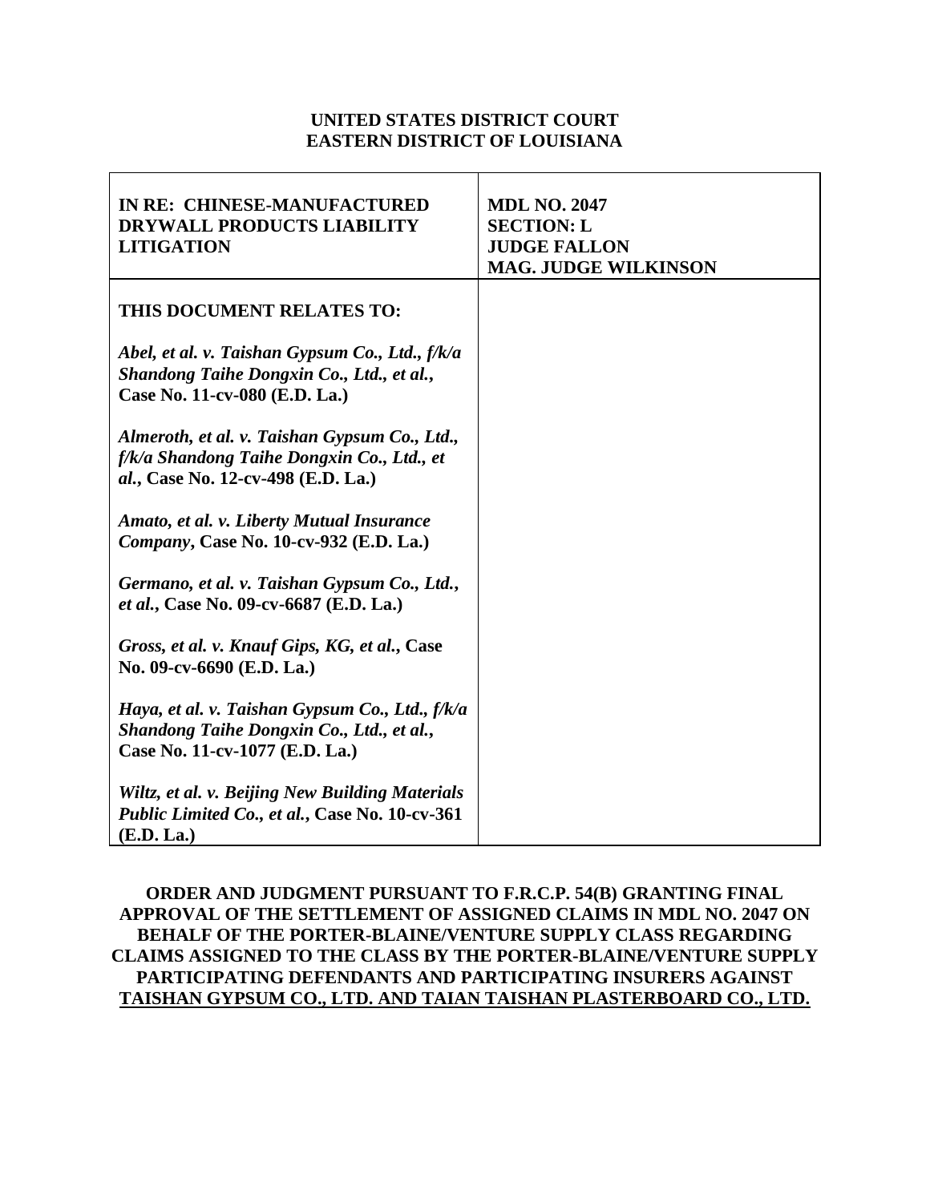**UNITED STATES DISTRICT COURT**
**EASTERN DISTRICT OF LOUISIANA**

| **IN RE: CHINESE-MANUFACTURED DRYWALL PRODUCTS LIABILITY LITIGATION** | **MDL NO. 2047**<br>**SECTION: L**<br>**JUDGE FALLON**<br>**MAG. JUDGE WILKINSON** |
|---|---|
| **THIS DOCUMENT RELATES TO:**<br><br>***Abel, et al. v. Taishan Gypsum Co., Ltd., f/k/a Shandong Taihe Dongxin Co., Ltd., et al.*, Case No. 11-cv-080 (E.D. La.)**<br><br>***Almeroth, et al. v. Taishan Gypsum Co., Ltd., f/k/a Shandong Taihe Dongxin Co., Ltd., et al.*, Case No. 12-cv-498 (E.D. La.)**<br><br>***Amato, et al. v. Liberty Mutual Insurance Company*, Case No. 10-cv-932 (E.D. La.)**<br><br>***Germano, et al. v. Taishan Gypsum Co., Ltd., et al.*, Case No. 09-cv-6687 (E.D. La.)**<br><br>***Gross, et al. v. Knauf Gips, KG, et al.*, Case No. 09-cv-6690 (E.D. La.)**<br><br>***Haya, et al. v. Taishan Gypsum Co., Ltd., f/k/a Shandong Taihe Dongxin Co., Ltd., et al.*, Case No. 11-cv-1077 (E.D. La.)**<br><br>***Wiltz, et al. v. Beijing New Building Materials Public Limited Co., et al.*, Case No. 10-cv-361 (E.D. La.)** | |

**ORDER AND JUDGMENT PURSUANT TO F.R.C.P. 54(B) GRANTING FINAL APPROVAL OF THE SETTLEMENT OF ASSIGNED CLAIMS IN MDL NO. 2047 ON BEHALF OF THE PORTER-BLAINE/VENTURE SUPPLY CLASS REGARDING CLAIMS ASSIGNED TO THE CLASS BY THE PORTER-BLAINE/VENTURE SUPPLY PARTICIPATING DEFENDANTS AND PARTICIPATING INSURERS AGAINST TAISHAN GYPSUM CO., LTD. AND TAIAN TAISHAN PLASTERBOARD CO., LTD.**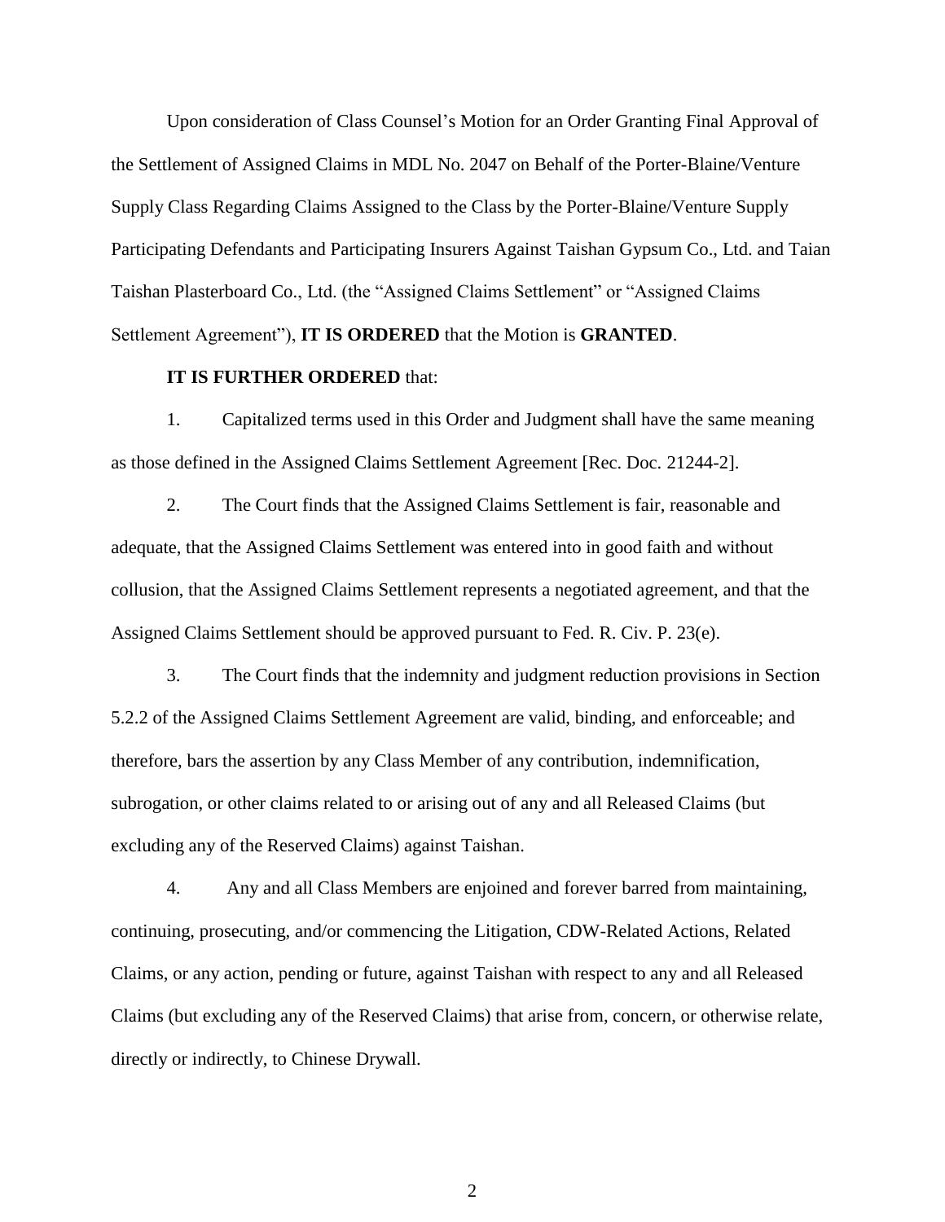Upon consideration of Class Counsel's Motion for an Order Granting Final Approval of the Settlement of Assigned Claims in MDL No. 2047 on Behalf of the Porter-Blaine/Venture Supply Class Regarding Claims Assigned to the Class by the Porter-Blaine/Venture Supply Participating Defendants and Participating Insurers Against Taishan Gypsum Co., Ltd. and Taian Taishan Plasterboard Co., Ltd. (the "Assigned Claims Settlement" or "Assigned Claims Settlement Agreement"), **IT IS ORDERED** that the Motion is **GRANTED**.

**IT IS FURTHER ORDERED** that:

1. Capitalized terms used in this Order and Judgment shall have the same meaning as those defined in the Assigned Claims Settlement Agreement [Rec. Doc. 21244-2].

2. The Court finds that the Assigned Claims Settlement is fair, reasonable and adequate, that the Assigned Claims Settlement was entered into in good faith and without collusion, that the Assigned Claims Settlement represents a negotiated agreement, and that the Assigned Claims Settlement should be approved pursuant to Fed. R. Civ. P. 23(e).

3. The Court finds that the indemnity and judgment reduction provisions in Section 5.2.2 of the Assigned Claims Settlement Agreement are valid, binding, and enforceable; and therefore, bars the assertion by any Class Member of any contribution, indemnification, subrogation, or other claims related to or arising out of any and all Released Claims (but excluding any of the Reserved Claims) against Taishan.

4. Any and all Class Members are enjoined and forever barred from maintaining, continuing, prosecuting, and/or commencing the Litigation, CDW-Related Actions, Related Claims, or any action, pending or future, against Taishan with respect to any and all Released Claims (but excluding any of the Reserved Claims) that arise from, concern, or otherwise relate, directly or indirectly, to Chinese Drywall.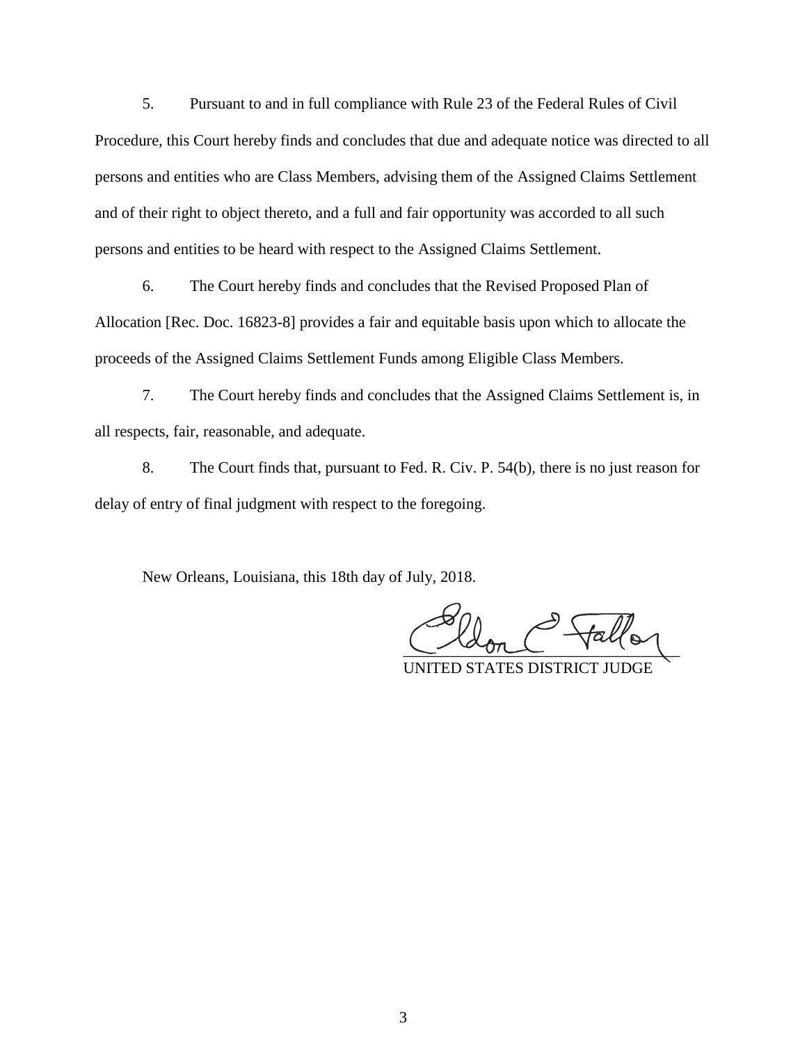5. Pursuant to and in full compliance with Rule 23 of the Federal Rules of Civil Procedure, this Court hereby finds and concludes that due and adequate notice was directed to all persons and entities who are Class Members, advising them of the Assigned Claims Settlement and of their right to object thereto, and a full and fair opportunity was accorded to all such persons and entities to be heard with respect to the Assigned Claims Settlement.

6. The Court hereby finds and concludes that the Revised Proposed Plan of Allocation [Rec. Doc. 16823-8] provides a fair and equitable basis upon which to allocate the proceeds of the Assigned Claims Settlement Funds among Eligible Class Members.

7. The Court hereby finds and concludes that the Assigned Claims Settlement is, in all respects, fair, reasonable, and adequate.

8. The Court finds that, pursuant to Fed. R. Civ. P. 54(b), there is no just reason for delay of entry of final judgment with respect to the foregoing.

New Orleans, Louisiana, this 18th day of July, 2018.

Eldon E. Fallon

UNITED STATES DISTRICT JUDGE